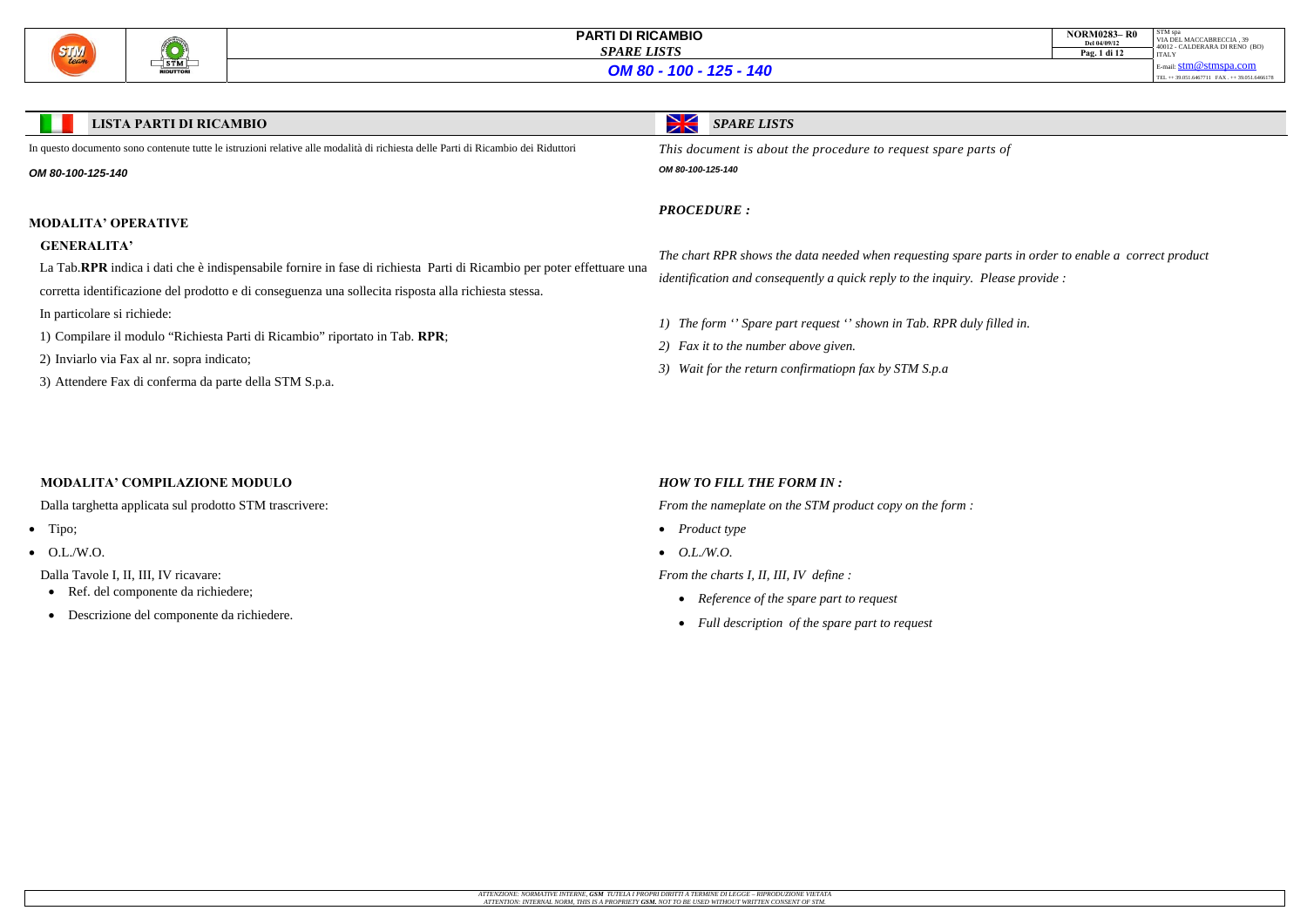# PARTI DI RICAMBIO
## *SPARE LISTS*
## *OM 80 - 100 - 125 - 140*

NORM0283– R0
Del 04/09/12

STM spa
VIA DEL MACCABRECCIA , 39
40012 - CALDERARA DI RENO (BO)
ITALY
E-mail: stm@stmspa.com
TEL ++ 39.051.6467711 FAX . ++ 39.051.6466178

## LISTA PARTI DI RICAMBIO

In questo documento sono contenute tutte le istruzioni relative alle modalità di richiesta delle Parti di Ricambio dei Riduttori

***OM 80-100-125-140***

### MODALITA' OPERATIVE

#### GENERALITA'

La Tab.**RPR** indica i dati che è indispensabile fornire in fase di richiesta Parti di Ricambio per poter effettuare una corretta identificazione del prodotto e di conseguenza una sollecita risposta alla richiesta stessa.

In particolare si richiede:

1) Compilare il modulo "Richiesta Parti di Ricambio" riportato in Tab. **RPR**;
2) Inviarlo via Fax al nr. sopra indicato;
3) Attendere Fax di conferma da parte della STM S.p.a.

### MODALITA' COMPILAZIONE MODULO

Dalla targhetta applicata sul prodotto STM trascrivere:

- Tipo;
- O.L./W.O.

Dalla Tavole I, II, III, IV ricavare:

- Ref. del componente da richiedere;
- Descrizione del componente da richiedere.

## *SPARE LISTS*

*This document is about the procedure to request spare parts of*

***OM 80-100-125-140***

### *PROCEDURE :*

*The chart RPR shows the data needed when requesting spare parts in order to enable a correct product identification and consequently a quick reply to the inquiry. Please provide :*

1) *The form '' Spare part request '' shown in Tab. RPR duly filled in.*
2) *Fax it to the number above given.*
3) *Wait for the return confirmatiopn fax by STM S.p.a*

### *HOW TO FILL THE FORM IN :*

*From the nameplate on the STM product copy on the form :*

- *Product type*
- *O.L./W.O.*

*From the charts I, II, III, IV define :*

- *Reference of the spare part to request*
- *Full description of the spare part to request*

*ATTENZIONE: NORMATIVE INTERNE, **GSM** TUTELA I PROPRI DIRITTI A TERMINE DI LEGGE – RIPRODUZIONE VIETATA*
*ATTENTION: INTERNAL NORM, THIS IS A PROPRIETY **GSM.** NOT TO BE USED WITHOUT WRITTEN CONSENT OF STM.*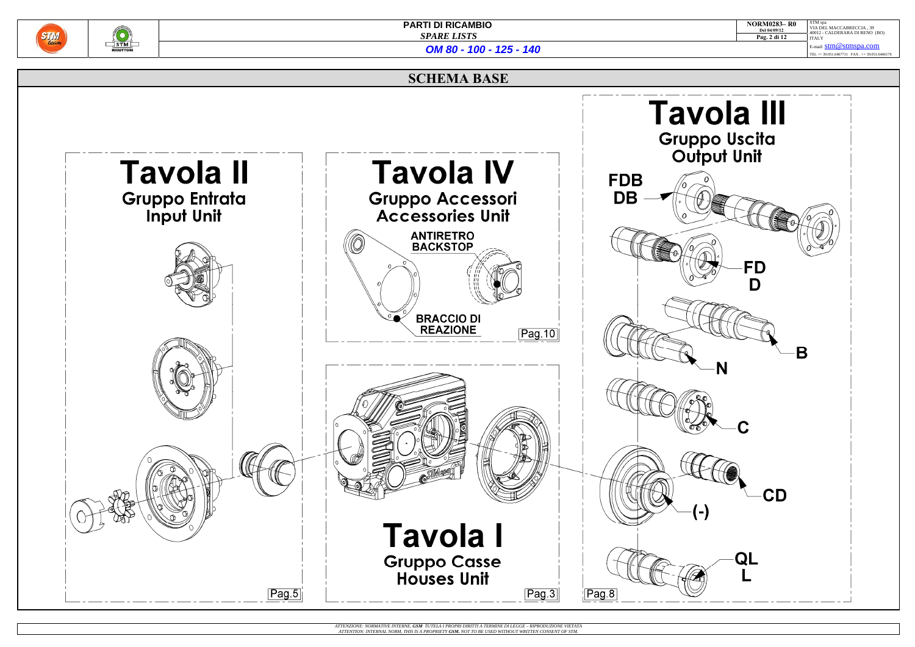# SCHEMA BASE

## Tavola II
### Gruppo Entrata
### Input Unit

Pag.5

## Tavola IV
### Gruppo Accessori
### Accessories Unit

ANTIRETRO
BACKSTOP

BRACCIO DI
REAZIONE

Pag.10

## Tavola I
### Gruppo Casse
### Houses Unit

Pag.3

## Tavola III
### Gruppo Uscita
### Output Unit

FDB
DB

FD
D

B

N

C

CD

(-)

QL
L

Pag.8

*ATTENZIONE: NORMATIVE INTERNE, **GSM** TUTELA I PROPRI DIRITTI A TERMINE DI LEGGE – RIPRODUZIONE VIETATA*
*ATTENTION: INTERNAL NORM, THIS IS A PROPRIETY **GSM**. NOT TO BE USED WITHOUT WRITTEN CONSENT OF STM.*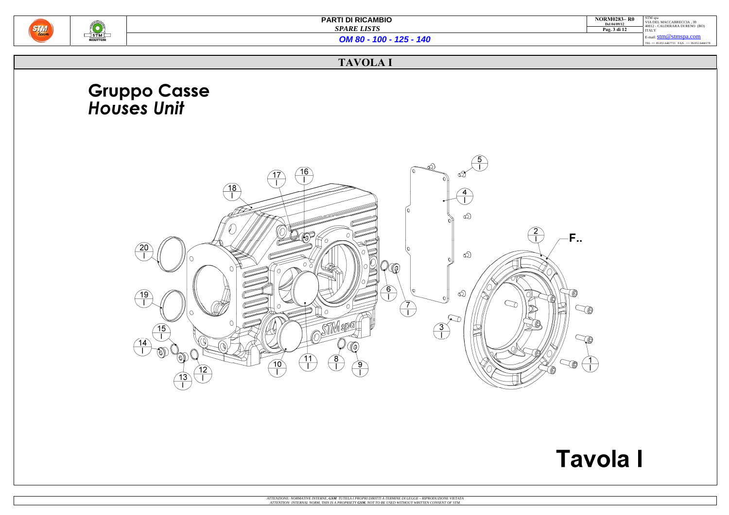# TAVOLA I

## Gruppo Casse
## *Houses Unit*

# Tavola I

*ATTENZIONE: NORMATIVE INTERNE, **GSM** TUTELA I PROPRI DIRITTI A TERMINE DI LEGGE – RIPRODUZIONE VIETATA*
*ATTENTION: INTERNAL NORM, THIS IS A PROPRIETY **GSM.** NOT TO BE USED WITHOUT WRITTEN CONSENT OF STM.*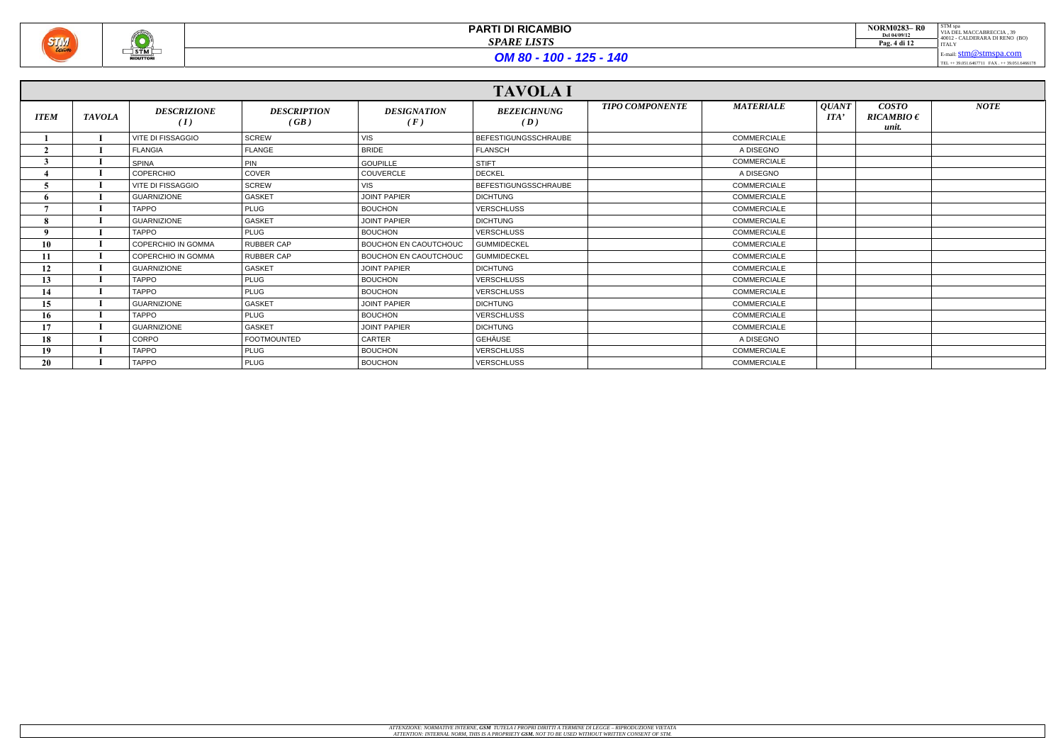# PARTI DI RICAMBIO

## *SPARE LISTS*

## *OM 80 - 100 - 125 - 140*

## TAVOLA I

| ITEM | TAVOLA | DESCRIZIONE (I) | DESCRIPTION (GB) | DESIGNATION (F) | BEZEICHNUNG (D) | TIPO COMPONENTE | MATERIALE | QUANTITA' | COSTO RICAMBIO € unit. | NOTE |
|---|---|---|---|---|---|---|---|---|---|---|
| 1 | I | VITE DI FISSAGGIO | SCREW | VIS | BEFESTIGUNGSSCHRAUBE | | COMMERCIALE | | | |
| 2 | I | FLANGIA | FLANGE | BRIDE | FLANSCH | | A DISEGNO | | | |
| 3 | I | SPINA | PIN | GOUPILLE | STIFT | | COMMERCIALE | | | |
| 4 | I | COPERCHIO | COVER | COUVERCLE | DECKEL | | A DISEGNO | | | |
| 5 | I | VITE DI FISSAGGIO | SCREW | VIS | BEFESTIGUNGSSCHRAUBE | | COMMERCIALE | | | |
| 6 | I | GUARNIZIONE | GASKET | JOINT PAPIER | DICHTUNG | | COMMERCIALE | | | |
| 7 | I | TAPPO | PLUG | BOUCHON | VERSCHLUSS | | COMMERCIALE | | | |
| 8 | I | GUARNIZIONE | GASKET | JOINT PAPIER | DICHTUNG | | COMMERCIALE | | | |
| 9 | I | TAPPO | PLUG | BOUCHON | VERSCHLUSS | | COMMERCIALE | | | |
| 10 | I | COPERCHIO IN GOMMA | RUBBER CAP | BOUCHON EN CAOUTCHOUC | GUMMIDECKEL | | COMMERCIALE | | | |
| 11 | I | COPERCHIO IN GOMMA | RUBBER CAP | BOUCHON EN CAOUTCHOUC | GUMMIDECKEL | | COMMERCIALE | | | |
| 12 | I | GUARNIZIONE | GASKET | JOINT PAPIER | DICHTUNG | | COMMERCIALE | | | |
| 13 | I | TAPPO | PLUG | BOUCHON | VERSCHLUSS | | COMMERCIALE | | | |
| 14 | I | TAPPO | PLUG | BOUCHON | VERSCHLUSS | | COMMERCIALE | | | |
| 15 | I | GUARNIZIONE | GASKET | JOINT PAPIER | DICHTUNG | | COMMERCIALE | | | |
| 16 | I | TAPPO | PLUG | BOUCHON | VERSCHLUSS | | COMMERCIALE | | | |
| 17 | I | GUARNIZIONE | GASKET | JOINT PAPIER | DICHTUNG | | COMMERCIALE | | | |
| 18 | I | CORPO | FOOTMOUNTED | CARTER | GEHÄUSE | | A DISEGNO | | | |
| 19 | I | TAPPO | PLUG | BOUCHON | VERSCHLUSS | | COMMERCIALE | | | |
| 20 | I | TAPPO | PLUG | BOUCHON | VERSCHLUSS | | COMMERCIALE | | | |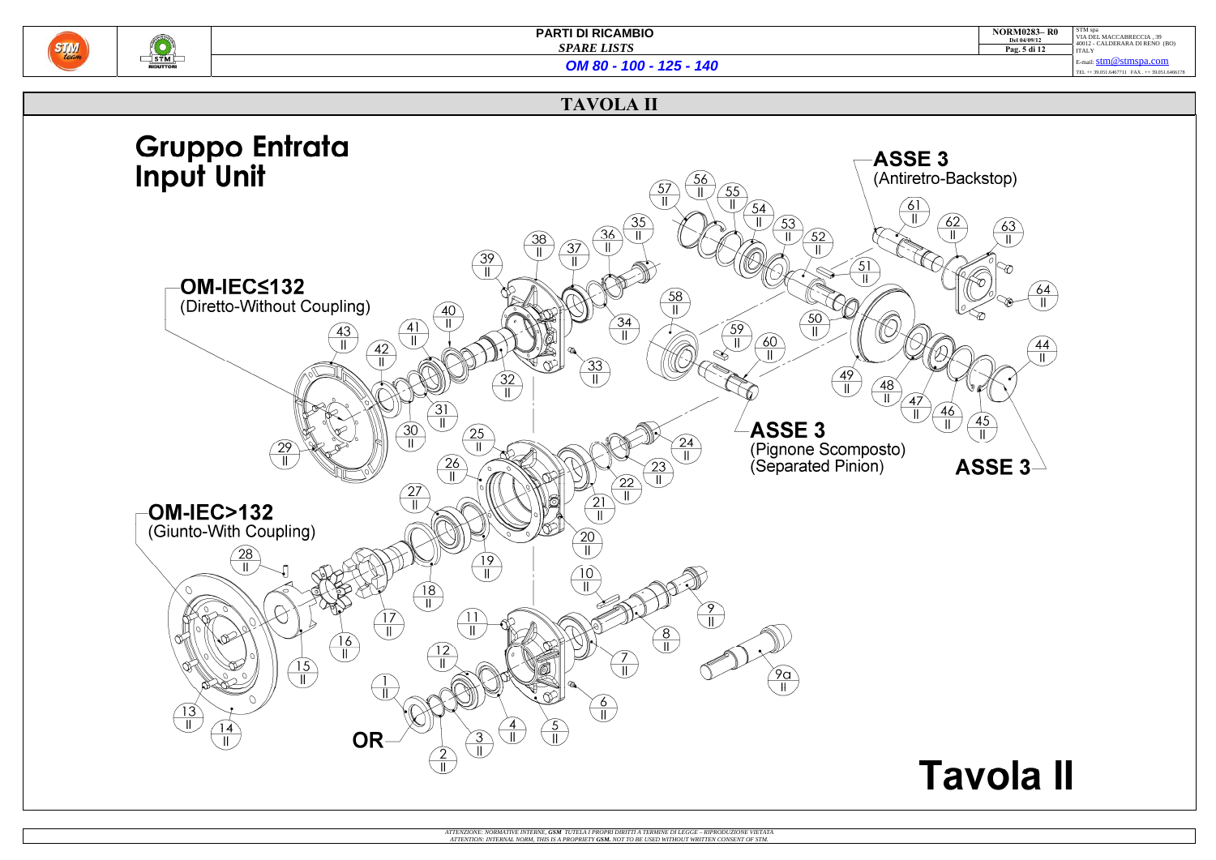# PARTI DI RICAMBIO

*SPARE LISTS*

***OM 80 - 100 - 125 - 140***

NORM0283– R0
Del 04/09/12

STM spa
VIA DEL MACCABRECCIA , 39
40012 - CALDERARA DI RENO (BO)
ITALY
E-mail: stm@stmspa.com
TEL ++ 39.051.6467711 FAX . ++ 39.051.6466178

## TAVOLA II

### Gruppo Entrata
### Input Unit

**OM-IEC≤132**
(Diretto-Without Coupling)

**OM-IEC>132**
(Giunto-With Coupling)

**ASSE 3**
(Antiretro-Backstop)

**ASSE 3**
(Pignone Scomposto)
(Separated Pinion)

**ASSE 3**

**OR**

1 II, 2 II, 3 II, 4 II, 5 II, 6 II, 7 II, 8 II, 9 II, 9a II, 10 II, 11 II, 12 II, 13 II, 14 II, 15 II, 16 II, 17 II, 18 II, 19 II, 20 II, 21 II, 22 II, 23 II, 24 II, 25 II, 26 II, 27 II, 28 II, 29 II, 30 II, 31 II, 32 II, 33 II, 34 II, 35 II, 36 II, 37 II, 38 II, 39 II, 40 II, 41 II, 42 II, 43 II, 44 II, 45 II, 46 II, 47 II, 48 II, 49 II, 50 II, 51 II, 52 II, 53 II, 54 II, 55 II, 56 II, 57 II, 58 II, 59 II, 60 II, 61 II, 62 II, 63 II, 64 II

# Tavola II

*ATTENZIONE: NORMATIVE INTERNE, GSM TUTELA I PROPRI DIRITTI A TERMINE DI LEGGE – RIPRODUZIONE VIETATA*
*ATTENTION: INTERNAL NORM, THIS IS A PROPRIETY GSM. NOT TO BE USED WITHOUT WRITTEN CONSENT OF STM.*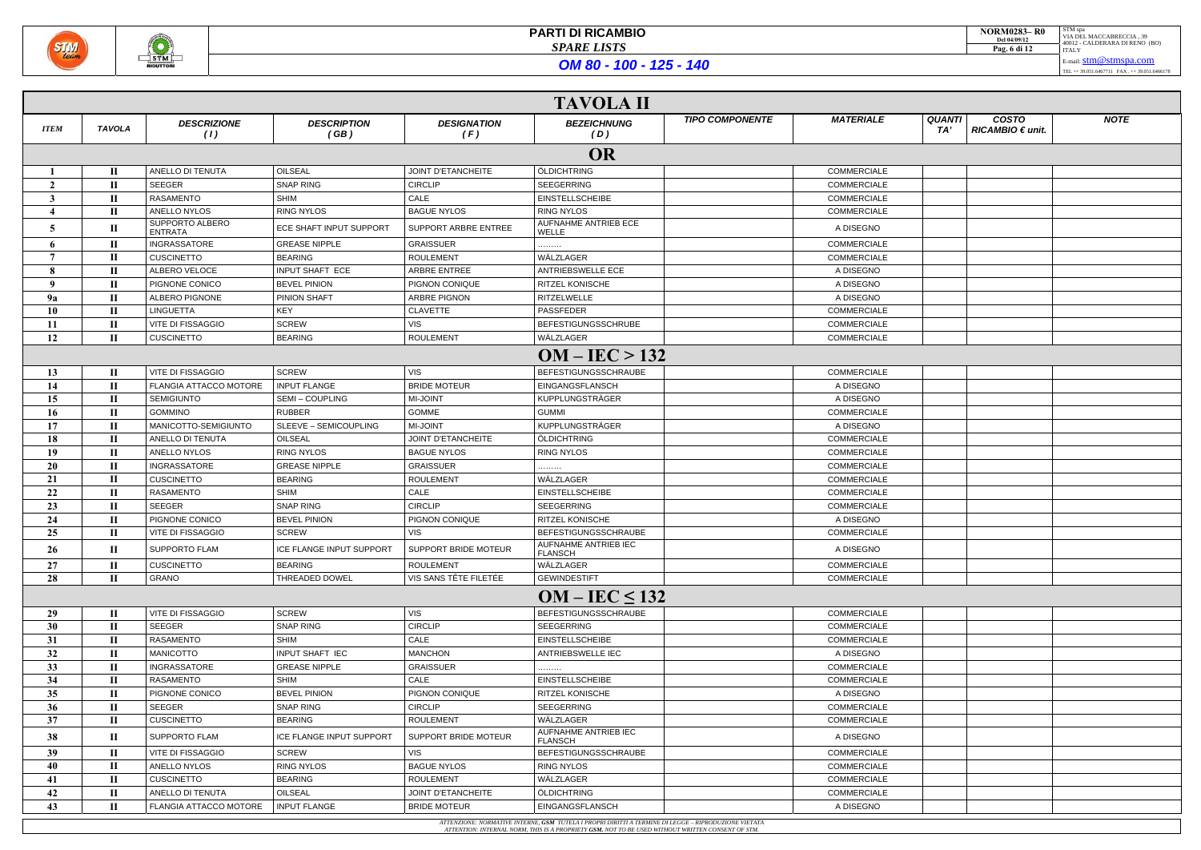# PARTI DI RICAMBIO

*SPARE LISTS*

## *OM 80 - 100 - 125 - 140*

NORM0283– R0
Del 04/09/12

STM spa
VIA DEL MACCABRECCIA , 39
40012 - CALDERARA DI RENO (BO)
ITALY
E-mail: stm@stmspa.com
TEL ++ 39.051.6467711 FAX . ++ 39.051.6466178

## TAVOLA II

| ITEM | TAVOLA | DESCRIZIONE (I) | DESCRIPTION (GB) | DESIGNATION (F) | BEZEICHNUNG (D) | TIPO COMPONENTE | MATERIALE | QUANTI TA' | COSTO RICAMBIO € unit. | NOTE |
|---|---|---|---|---|---|---|---|---|---|---|
| **OR** | | | | | | | | | | |
| 1 | II | ANELLO DI TENUTA | OILSEAL | JOINT D'ETANCHEITE | ÖLDICHTRING | | COMMERCIALE | | | |
| 2 | II | SEEGER | SNAP RING | CIRCLIP | SEEGERRING | | COMMERCIALE | | | |
| 3 | II | RASAMENTO | SHIM | CALE | EINSTELLSCHEIBE | | COMMERCIALE | | | |
| 4 | II | ANELLO NYLOS | RING NYLOS | BAGUE NYLOS | RING NYLOS | | COMMERCIALE | | | |
| 5 | II | SUPPORTO ALBERO ENTRATA | ECE SHAFT INPUT SUPPORT | SUPPORT ARBRE ENTREE | AUFNAHME ANTRIEB ECE WELLE | | A DISEGNO | | | |
| 6 | II | INGRASSATORE | GREASE NIPPLE | GRAISSUER | ......... | | COMMERCIALE | | | |
| 7 | II | CUSCINETTO | BEARING | ROULEMENT | WÄLZLAGER | | COMMERCIALE | | | |
| 8 | II | ALBERO VELOCE | INPUT SHAFT ECE | ARBRE ENTREE | ANTRIEBSWELLE ECE | | A DISEGNO | | | |
| 9 | II | PIGNONE CONICO | BEVEL PINION | PIGNON CONIQUE | RITZEL KONISCHE | | A DISEGNO | | | |
| 9a | II | ALBERO PIGNONE | PINION SHAFT | ARBRE PIGNON | RITZELWELLE | | A DISEGNO | | | |
| 10 | II | LINGUETTA | KEY | CLAVETTE | PASSFEDER | | COMMERCIALE | | | |
| 11 | II | VITE DI FISSAGGIO | SCREW | VIS | BEFESTIGUNGSSCHRUBE | | COMMERCIALE | | | |
| 12 | II | CUSCINETTO | BEARING | ROULEMENT | WÄLZLAGER | | COMMERCIALE | | | |
| **OM – IEC > 132** | | | | | | | | | | |
| 13 | II | VITE DI FISSAGGIO | SCREW | VIS | BEFESTIGUNGSSCHRAUBE | | COMMERCIALE | | | |
| 14 | II | FLANGIA ATTACCO MOTORE | INPUT FLANGE | BRIDE MOTEUR | EINGANGSFLANSCH | | A DISEGNO | | | |
| 15 | II | SEMIGIUNTO | SEMI – COUPLING | MI-JOINT | KUPPLUNGSTRÄGER | | A DISEGNO | | | |
| 16 | II | GOMMINO | RUBBER | GOMME | GUMMI | | COMMERCIALE | | | |
| 17 | II | MANICOTTO-SEMIGIUNTO | SLEEVE – SEMICOUPLING | MI-JOINT | KUPPLUNGSTRÄGER | | A DISEGNO | | | |
| 18 | II | ANELLO DI TENUTA | OILSEAL | JOINT D'ETANCHEITE | ÖLDICHTRING | | COMMERCIALE | | | |
| 19 | II | ANELLO NYLOS | RING NYLOS | BAGUE NYLOS | RING NYLOS | | COMMERCIALE | | | |
| 20 | II | INGRASSATORE | GREASE NIPPLE | GRAISSUER | ......... | | COMMERCIALE | | | |
| 21 | II | CUSCINETTO | BEARING | ROULEMENT | WÄLZLAGER | | COMMERCIALE | | | |
| 22 | II | RASAMENTO | SHIM | CALE | EINSTELLSCHEIBE | | COMMERCIALE | | | |
| 23 | II | SEEGER | SNAP RING | CIRCLIP | SEEGERRING | | COMMERCIALE | | | |
| 24 | II | PIGNONE CONICO | BEVEL PINION | PIGNON CONIQUE | RITZEL KONISCHE | | A DISEGNO | | | |
| 25 | II | VITE DI FISSAGGIO | SCREW | VIS | BEFESTIGUNGSSCHRAUBE | | COMMERCIALE | | | |
| 26 | II | SUPPORTO FLAM | ICE FLANGE INPUT SUPPORT | SUPPORT BRIDE MOTEUR | AUFNAHME ANTRIEB IEC FLANSCH | | A DISEGNO | | | |
| 27 | II | CUSCINETTO | BEARING | ROULEMENT | WÄLZLAGER | | COMMERCIALE | | | |
| 28 | II | GRANO | THREADED DOWEL | VIS SANS TÊTE FILETÉE | GEWINDESTIFT | | COMMERCIALE | | | |
| **OM – IEC ≤ 132** | | | | | | | | | | |
| 29 | II | VITE DI FISSAGGIO | SCREW | VIS | BEFESTIGUNGSSCHRAUBE | | COMMERCIALE | | | |
| 30 | II | SEEGER | SNAP RING | CIRCLIP | SEEGERRING | | COMMERCIALE | | | |
| 31 | II | RASAMENTO | SHIM | CALE | EINSTELLSCHEIBE | | COMMERCIALE | | | |
| 32 | II | MANICOTTO | INPUT SHAFT IEC | MANCHON | ANTRIEBSWELLE IEC | | A DISEGNO | | | |
| 33 | II | INGRASSATORE | GREASE NIPPLE | GRAISSUER | ......... | | COMMERCIALE | | | |
| 34 | II | RASAMENTO | SHIM | CALE | EINSTELLSCHEIBE | | COMMERCIALE | | | |
| 35 | II | PIGNONE CONICO | BEVEL PINION | PIGNON CONIQUE | RITZEL KONISCHE | | A DISEGNO | | | |
| 36 | II | SEEGER | SNAP RING | CIRCLIP | SEEGERRING | | COMMERCIALE | | | |
| 37 | II | CUSCINETTO | BEARING | ROULEMENT | WÄLZLAGER | | COMMERCIALE | | | |
| 38 | II | SUPPORTO FLAM | ICE FLANGE INPUT SUPPORT | SUPPORT BRIDE MOTEUR | AUFNAHME ANTRIEB IEC FLANSCH | | A DISEGNO | | | |
| 39 | II | VITE DI FISSAGGIO | SCREW | VIS | BEFESTIGUNGSSCHRAUBE | | COMMERCIALE | | | |
| 40 | II | ANELLO NYLOS | RING NYLOS | BAGUE NYLOS | RING NYLOS | | COMMERCIALE | | | |
| 41 | II | CUSCINETTO | BEARING | ROULEMENT | WÄLZLAGER | | COMMERCIALE | | | |
| 42 | II | ANELLO DI TENUTA | OILSEAL | JOINT D'ETANCHEITE | ÖLDICHTRING | | COMMERCIALE | | | |
| 43 | II | FLANGIA ATTACCO MOTORE | INPUT FLANGE | BRIDE MOTEUR | EINGANGSFLANSCH | | A DISEGNO | | | |

*ATTENZIONE: NORMATIVE INTERNE, GSM TUTELA I PROPRI DIRITTI A TERMINE DI LEGGE – RIPRODUZIONE VIETATA*
*ATTENTION: INTERNAL NORM, THIS IS A PROPRIETY GSM. NOT TO BE USED WITHOUT WRITTEN CONSENT OF STM.*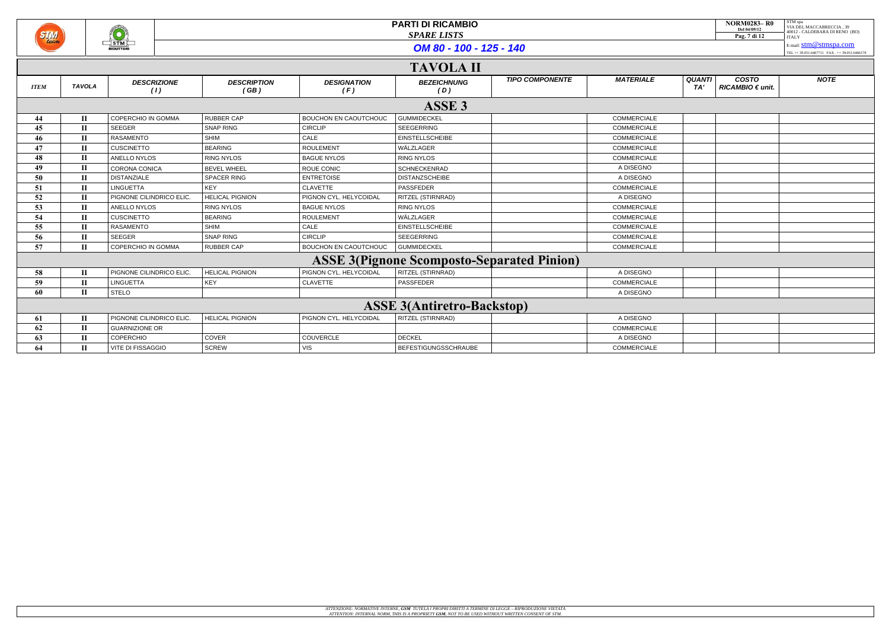# PARTI DI RICAMBIO

*SPARE LISTS*

## OM 80 - 100 - 125 - 140

## TAVOLA II

| ITEM | TAVOLA | DESCRIZIONE (I) | DESCRIPTION (GB) | DESIGNATION (F) | BEZEICHNUNG (D) | TIPO COMPONENTE | MATERIALE | QUANTITA' | COSTO RICAMBIO € unit. | NOTE |
|---|---|---|---|---|---|---|---|---|---|---|
| **ASSE 3** | | | | | | | | | | |
| 44 | II | COPERCHIO IN GOMMA | RUBBER CAP | BOUCHON EN CAOUTCHOUC | GUMMIDECKEL | | COMMERCIALE | | | |
| 45 | II | SEEGER | SNAP RING | CIRCLIP | SEEGERRING | | COMMERCIALE | | | |
| 46 | II | RASAMENTO | SHIM | CALE | EINSTELLSCHEIBE | | COMMERCIALE | | | |
| 47 | II | CUSCINETTO | BEARING | ROULEMENT | WÄLZLAGER | | COMMERCIALE | | | |
| 48 | II | ANELLO NYLOS | RING NYLOS | BAGUE NYLOS | RING NYLOS | | COMMERCIALE | | | |
| 49 | II | CORONA CONICA | BEVEL WHEEL | ROUE CONIC | SCHNECKENRAD | | A DISEGNO | | | |
| 50 | II | DISTANZIALE | SPACER RING | ENTRETOISE | DISTANZSCHEIBE | | A DISEGNO | | | |
| 51 | II | LINGUETTA | KEY | CLAVETTE | PASSFEDER | | COMMERCIALE | | | |
| 52 | II | PIGNONE CILINDRICO ELIC. | HELICAL PIGNION | PIGNON CYL. HELYCOIDAL | RITZEL (STIRNRAD) | | A DISEGNO | | | |
| 53 | II | ANELLO NYLOS | RING NYLOS | BAGUE NYLOS | RING NYLOS | | COMMERCIALE | | | |
| 54 | II | CUSCINETTO | BEARING | ROULEMENT | WÄLZLAGER | | COMMERCIALE | | | |
| 55 | II | RASAMENTO | SHIM | CALE | EINSTELLSCHEIBE | | COMMERCIALE | | | |
| 56 | II | SEEGER | SNAP RING | CIRCLIP | SEEGERRING | | COMMERCIALE | | | |
| 57 | II | COPERCHIO IN GOMMA | RUBBER CAP | BOUCHON EN CAOUTCHOUC | GUMMIDECKEL | | COMMERCIALE | | | |
| **ASSE 3(Pignone Scomposto-Separated Pinion)** | | | | | | | | | | |
| 58 | II | PIGNONE CILINDRICO ELIC. | HELICAL PIGNION | PIGNON CYL. HELYCOIDAL | RITZEL (STIRNRAD) | | A DISEGNO | | | |
| 59 | II | LINGUETTA | KEY | CLAVETTE | PASSFEDER | | COMMERCIALE | | | |
| 60 | II | STELO | | | | | A DISEGNO | | | |
| **ASSE 3(Antiretro-Backstop)** | | | | | | | | | | |
| 61 | II | PIGNONE CILINDRICO ELIC. | HELICAL PIGNION | PIGNON CYL. HELYCOIDAL | RITZEL (STIRNRAD) | | A DISEGNO | | | |
| 62 | II | GUARNIZIONE OR | | | | | COMMERCIALE | | | |
| 63 | II | COPERCHIO | COVER | COUVERCLE | DECKEL | | A DISEGNO | | | |
| 64 | II | VITE DI FISSAGGIO | SCREW | VIS | BEFESTIGUNGSSCHRAUBE | | COMMERCIALE | | | |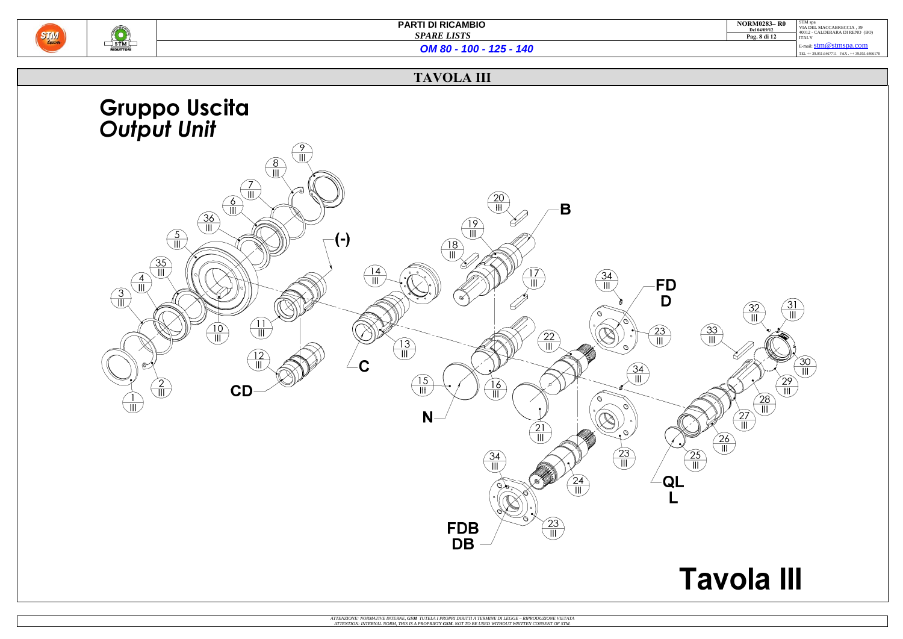# TAVOLA III

## Gruppo Uscita
## *Output Unit*

Tavola III

ATTENZIONE: NORMATIVE INTERNE, GSM TUTELA I PROPRI DIRITTI A TERMINE DI LEGGE – RIPRODUZIONE VIETATA
ATTENTION: INTERNAL NORM, THIS IS A PROPRIETY GSM. NOT TO BE USED WITHOUT WRITTEN CONSENT OF STM.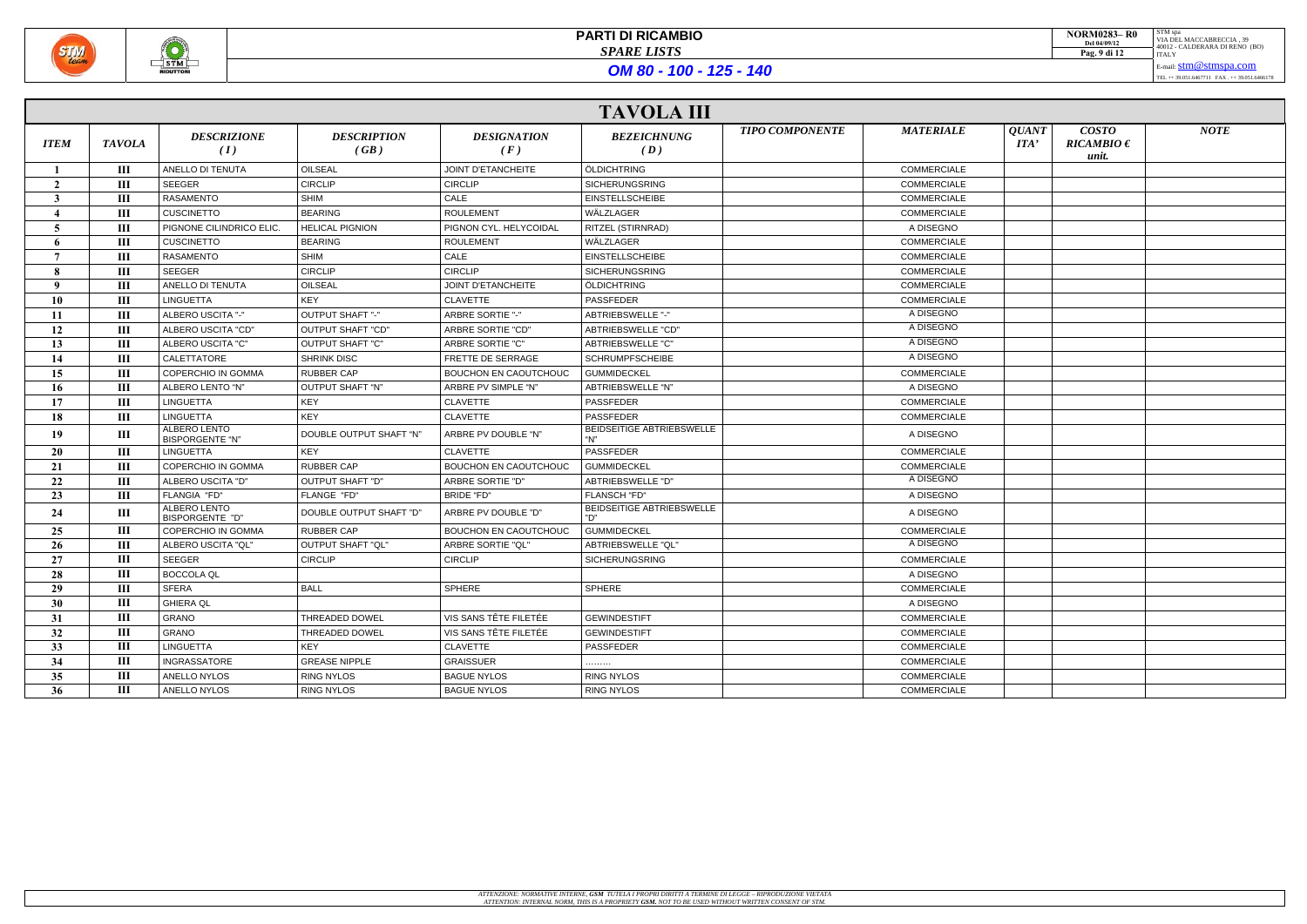# PARTI DI RICAMBIO

*SPARE LISTS*

## *OM 80 - 100 - 125 - 140*

NORM0283– R0
Del 04/09/12

STM spa
VIA DEL MACCABRECCIA , 39
40012 - CALDERARA DI RENO (BO)
ITALY
E-mail: stm@stmspa.com
TEL ++ 39.051.6467711 FAX . ++ 39.051.6466178

## TAVOLA III

| *ITEM* | *TAVOLA* | *DESCRIZIONE (I)* | *DESCRIPTION (GB)* | *DESIGNATION (F)* | *BEZEICHNUNG (D)* | *TIPO COMPONENTE* | *MATERIALE* | *QUANTITA'* | *COSTO RICAMBIO € unit.* | *NOTE* |
|---|---|---|---|---|---|---|---|---|---|---|
| 1 | III | ANELLO DI TENUTA | OILSEAL | JOINT D'ETANCHEITE | ÖLDICHTRING | | COMMERCIALE | | | |
| 2 | III | SEEGER | CIRCLIP | CIRCLIP | SICHERUNGSRING | | COMMERCIALE | | | |
| 3 | III | RASAMENTO | SHIM | CALE | EINSTELLSCHEIBE | | COMMERCIALE | | | |
| 4 | III | CUSCINETTO | BEARING | ROULEMENT | WÄLZLAGER | | COMMERCIALE | | | |
| 5 | III | PIGNONE CILINDRICO ELIC. | HELICAL PIGNION | PIGNON CYL. HELYCOIDAL | RITZEL (STIRNRAD) | | A DISEGNO | | | |
| 6 | III | CUSCINETTO | BEARING | ROULEMENT | WÄLZLAGER | | COMMERCIALE | | | |
| 7 | III | RASAMENTO | SHIM | CALE | EINSTELLSCHEIBE | | COMMERCIALE | | | |
| 8 | III | SEEGER | CIRCLIP | CIRCLIP | SICHERUNGSRING | | COMMERCIALE | | | |
| 9 | III | ANELLO DI TENUTA | OILSEAL | JOINT D'ETANCHEITE | ÖLDICHTRING | | COMMERCIALE | | | |
| 10 | III | LINGUETTA | KEY | CLAVETTE | PASSFEDER | | COMMERCIALE | | | |
| 11 | III | ALBERO USCITA "-" | OUTPUT SHAFT "-" | ARBRE SORTIE "-" | ABTRIEBSWELLE "-" | | A DISEGNO | | | |
| 12 | III | ALBERO USCITA "CD" | OUTPUT SHAFT "CD" | ARBRE SORTIE "CD" | ABTRIEBSWELLE "CD" | | A DISEGNO | | | |
| 13 | III | ALBERO USCITA "C" | OUTPUT SHAFT "C" | ARBRE SORTIE "C" | ABTRIEBSWELLE "C" | | A DISEGNO | | | |
| 14 | III | CALETTATORE | SHRINK DISC | FRETTE DE SERRAGE | SCHRUMPFSCHEIBE | | A DISEGNO | | | |
| 15 | III | COPERCHIO IN GOMMA | RUBBER CAP | BOUCHON EN CAOUTCHOUC | GUMMIDECKEL | | COMMERCIALE | | | |
| 16 | III | ALBERO LENTO "N" | OUTPUT SHAFT "N" | ARBRE PV SIMPLE "N" | ABTRIEBSWELLE "N" | | A DISEGNO | | | |
| 17 | III | LINGUETTA | KEY | CLAVETTE | PASSFEDER | | COMMERCIALE | | | |
| 18 | III | LINGUETTA | KEY | CLAVETTE | PASSFEDER | | COMMERCIALE | | | |
| 19 | III | ALBERO LENTO BISPORGENTE "N" | DOUBLE OUTPUT SHAFT "N" | ARBRE PV DOUBLE "N" | BEIDSEITIGE ABTRIEBSWELLE "N" | | A DISEGNO | | | |
| 20 | III | LINGUETTA | KEY | CLAVETTE | PASSFEDER | | COMMERCIALE | | | |
| 21 | III | COPERCHIO IN GOMMA | RUBBER CAP | BOUCHON EN CAOUTCHOUC | GUMMIDECKEL | | COMMERCIALE | | | |
| 22 | III | ALBERO USCITA "D" | OUTPUT SHAFT "D" | ARBRE SORTIE "D" | ABTRIEBSWELLE "D" | | A DISEGNO | | | |
| 23 | III | FLANGIA "FD" | FLANGE "FD" | BRIDE "FD" | FLANSCH "FD" | | A DISEGNO | | | |
| 24 | III | ALBERO LENTO BISPORGENTE "D" | DOUBLE OUTPUT SHAFT "D" | ARBRE PV DOUBLE "D" | BEIDSEITIGE ABTRIEBSWELLE "D" | | A DISEGNO | | | |
| 25 | III | COPERCHIO IN GOMMA | RUBBER CAP | BOUCHON EN CAOUTCHOUC | GUMMIDECKEL | | COMMERCIALE | | | |
| 26 | III | ALBERO USCITA "QL" | OUTPUT SHAFT "QL" | ARBRE SORTIE "QL" | ABTRIEBSWELLE "QL" | | A DISEGNO | | | |
| 27 | III | SEEGER | CIRCLIP | CIRCLIP | SICHERUNGSRING | | COMMERCIALE | | | |
| 28 | III | BOCCOLA QL | | | | | A DISEGNO | | | |
| 29 | III | SFERA | BALL | SPHERE | SPHERE | | COMMERCIALE | | | |
| 30 | III | GHIERA QL | | | | | A DISEGNO | | | |
| 31 | III | GRANO | THREADED DOWEL | VIS SANS TÊTE FILETÉE | GEWINDESTIFT | | COMMERCIALE | | | |
| 32 | III | GRANO | THREADED DOWEL | VIS SANS TÊTE FILETÉE | GEWINDESTIFT | | COMMERCIALE | | | |
| 33 | III | LINGUETTA | KEY | CLAVETTE | PASSFEDER | | COMMERCIALE | | | |
| 34 | III | INGRASSATORE | GREASE NIPPLE | GRAISSUER | ……… | | COMMERCIALE | | | |
| 35 | III | ANELLO NYLOS | RING NYLOS | BAGUE NYLOS | RING NYLOS | | COMMERCIALE | | | |
| 36 | III | ANELLO NYLOS | RING NYLOS | BAGUE NYLOS | RING NYLOS | | COMMERCIALE | | | |

*ATTENZIONE: NORMATIVE INTERNE, **GSM** TUTELA I PROPRI DIRITTI A TERMINE DI LEGGE – RIPRODUZIONE VIETATA*
*ATTENTION: INTERNAL NORM, THIS IS A PROPRIETY **GSM.** NOT TO BE USED WITHOUT WRITTEN CONSENT OF STM.*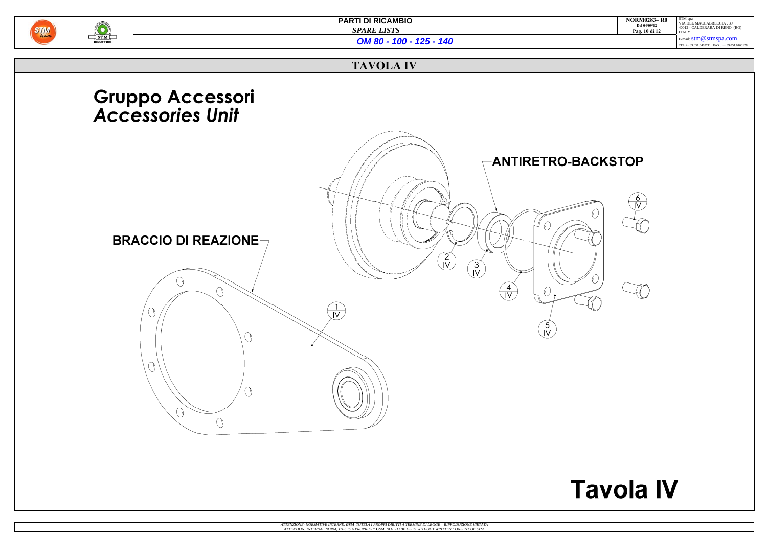# TAVOLA IV

## Gruppo Accessori
## *Accessories Unit*

ANTIRETRO-BACKSTOP

BRACCIO DI REAZIONE

1/IV

2/IV

3/IV

4/IV

5/IV

6/IV

# Tavola IV

*ATTENZIONE: NORMATIVE INTERNE, **GSM** TUTELA I PROPRI DIRITTI A TERMINE DI LEGGE – RIPRODUZIONE VIETATA*
*ATTENTION: INTERNAL NORM, THIS IS A PROPRIETY **GSM.** NOT TO BE USED WITHOUT WRITTEN CONSENT OF STM.*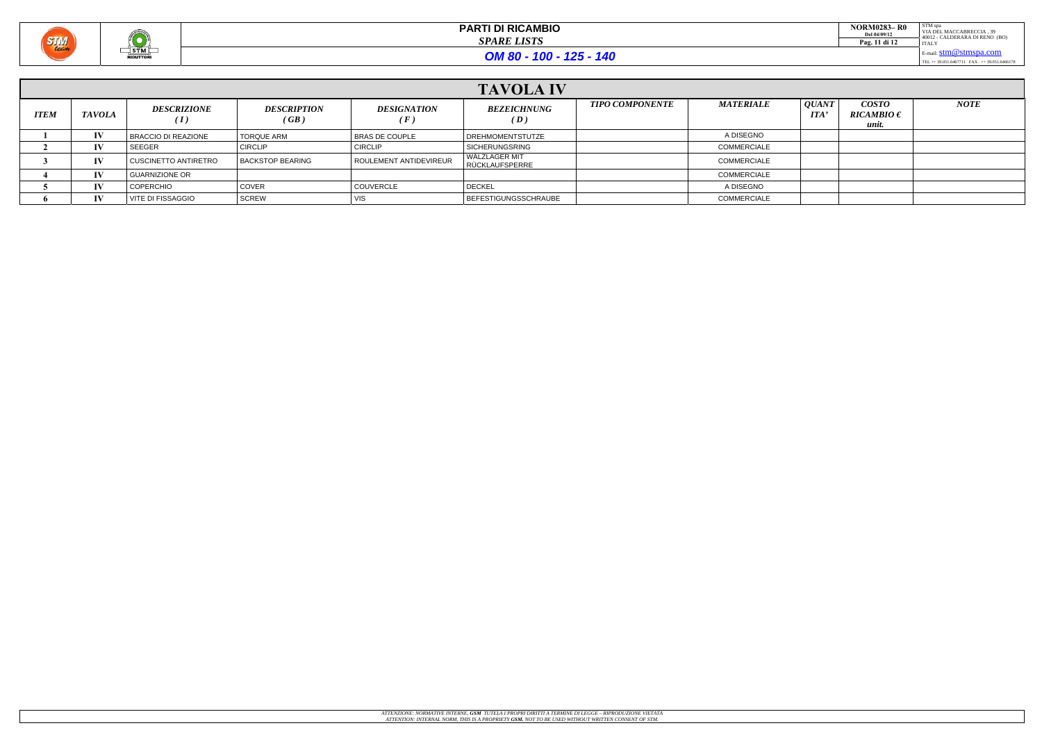# PARTI DI RICAMBIO

*SPARE LISTS*

**OM 80 - 100 - 125 - 140**

NORM0283– R0
Del 04/09/12

STM spa
VIA DEL MACCABRECCIA , 39
40012 - CALDERARA DI RENO (BO)
ITALY
E-mail: stm@stmspa.com
TEL ++ 39.051.6467711 FAX . ++ 39.051.6466178

## TAVOLA IV

| ITEM | TAVOLA | DESCRIZIONE ( I ) | DESCRIPTION ( GB ) | DESIGNATION ( F ) | BEZEICHNUNG ( D ) | TIPO COMPONENTE | MATERIALE | QUANTITA' | COSTO RICAMBIO € unit. | NOTE |
|---|---|---|---|---|---|---|---|---|---|---|
| 1 | IV | BRACCIO DI REAZIONE | TORQUE ARM | BRAS DE COUPLE | DREHMOMENTSTUTZE | | A DISEGNO | | | |
| 2 | IV | SEEGER | CIRCLIP | CIRCLIP | SICHERUNGSRING | | COMMERCIALE | | | |
| 3 | IV | CUSCINETTO ANTIRETRO | BACKSTOP BEARING | ROULEMENT ANTIDEVIREUR | WÄLZLAGER MIT RÜCKLAUFSPERRE | | COMMERCIALE | | | |
| 4 | IV | GUARNIZIONE OR | | | | | COMMERCIALE | | | |
| 5 | IV | COPERCHIO | COVER | COUVERCLE | DECKEL | | A DISEGNO | | | |
| 6 | IV | VITE DI FISSAGGIO | SCREW | VIS | BEFESTIGUNGSSCHRAUBE | | COMMERCIALE | | | |

*ATTENZIONE: NORMATIVE INTERNE, **GSM** TUTELA I PROPRI DIRITTI A TERMINE DI LEGGE – RIPRODUZIONE VIETATA*
*ATTENTION: INTERNAL NORM, THIS IS A PROPRIETY **GSM.** NOT TO BE USED WITHOUT WRITTEN CONSENT OF STM.*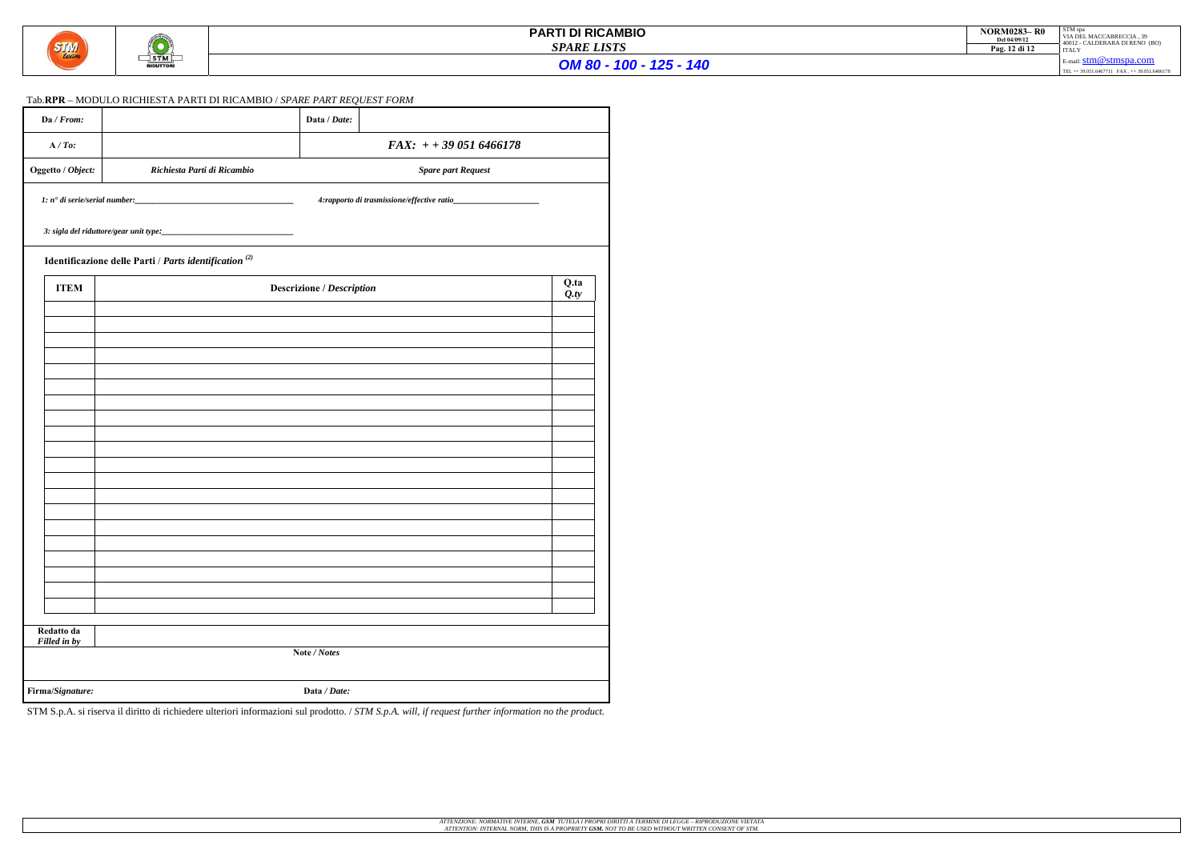Tab.**RPR** – MODULO RICHIESTA PARTI DI RICAMBIO / *SPARE PART REQUEST FORM*

| | | | |
|---|---|---|---|
| **Da / *From:*** | | **Data / *Date:*** | |
| **A / *To:*** | | ***FAX: + + 39 051 6466178*** | |
| **Oggetto / *Object:*** | ***Richiesta Parti di Ricambio*** | ***Spare part Request*** | |

*1: n° di serie/serial number:*___________________________________ *4:rapporto di trasmissione/effective ratio*____________________

*3: sigla del riduttore/gear unit type:*______________________________

**Identificazione delle Parti / *Parts identification*** [(2)]

| **ITEM** | **Descrizione / *Description*** | **Q.ta *Q.ty*** |
|---|---|---|
| | | |
| | | |
| | | |
| | | |
| | | |
| | | |
| | | |
| | | |
| | | |
| | | |
| | | |
| | | |
| | | |
| | | |
| | | |
| | | |
| | | |
| | | |
| | | |
| | | |

| | |
|---|---|
| **Redatto da *Filled in by*** | |
| **Note / *Notes*** | |
| **Firma/*Signature:*** | **Data / *Date:*** |

STM S.p.A. si riserva il diritto di richiedere ulteriori informazioni sul prodotto. / *STM S.p.A. will, if request further information no the product.*